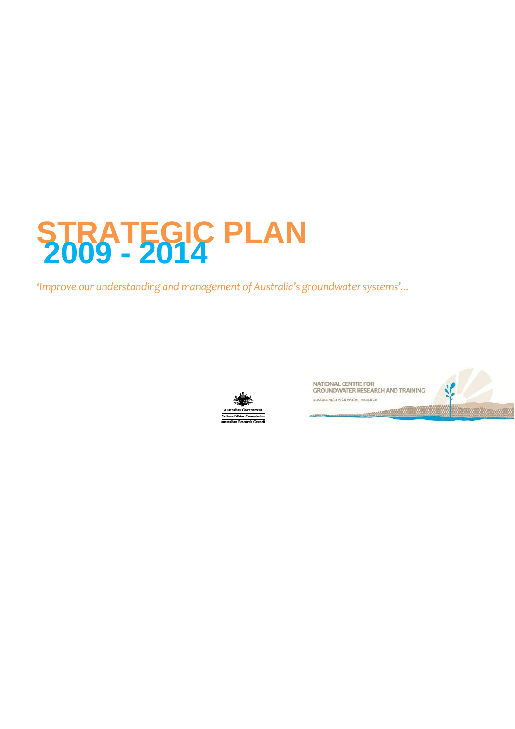# STRATEGIC PLAN 2009 - 2014

*'Improve our understanding and management of Australia's groundwater systems'...*

Australian Government
National Water Commission
Australian Research Council

NATIONAL CENTRE FOR GROUNDWATER RESEARCH AND TRAINING

*sustaining a vital water resource*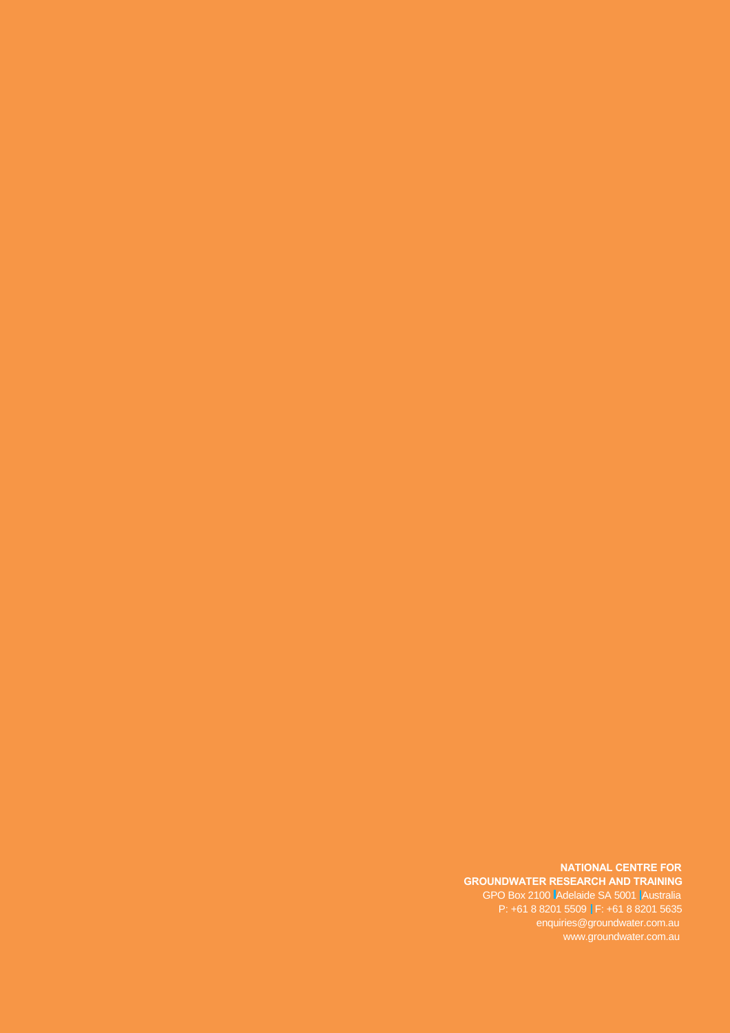**NATIONAL CENTRE FOR GROUNDWATER RESEARCH AND TRAINING**

GPO Box 2100 | Adelaide SA 5001 | Australia

P: +61 8 8201 5509 | F: +61 8 8201 5635

enquiries@groundwater.com.au

www.groundwater.com.au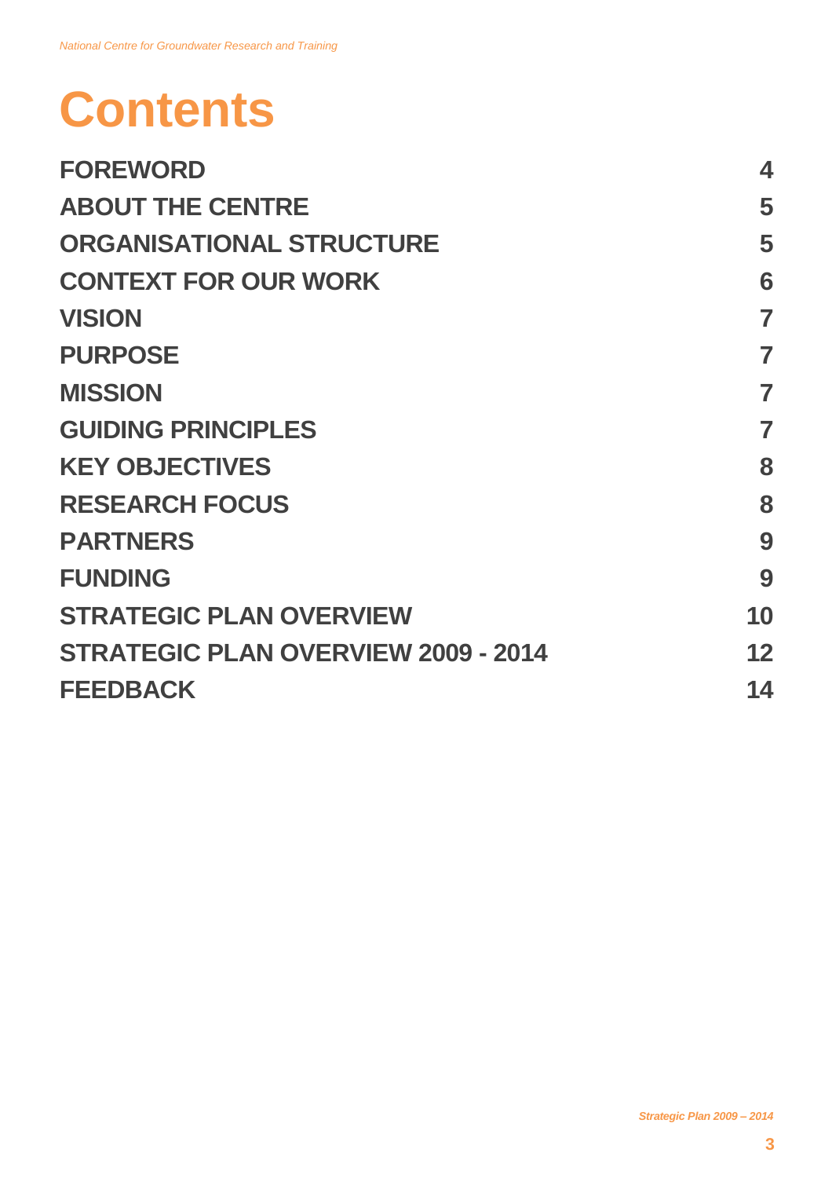# Contents

| | |
|---|---|
| **FOREWORD** | **4** |
| **ABOUT THE CENTRE** | **5** |
| **ORGANISATIONAL STRUCTURE** | **5** |
| **CONTEXT FOR OUR WORK** | **6** |
| **VISION** | **7** |
| **PURPOSE** | **7** |
| **MISSION** | **7** |
| **GUIDING PRINCIPLES** | **7** |
| **KEY OBJECTIVES** | **8** |
| **RESEARCH FOCUS** | **8** |
| **PARTNERS** | **9** |
| **FUNDING** | **9** |
| **STRATEGIC PLAN OVERVIEW** | **10** |
| **STRATEGIC PLAN OVERVIEW 2009 - 2014** | **12** |
| **FEEDBACK** | **14** |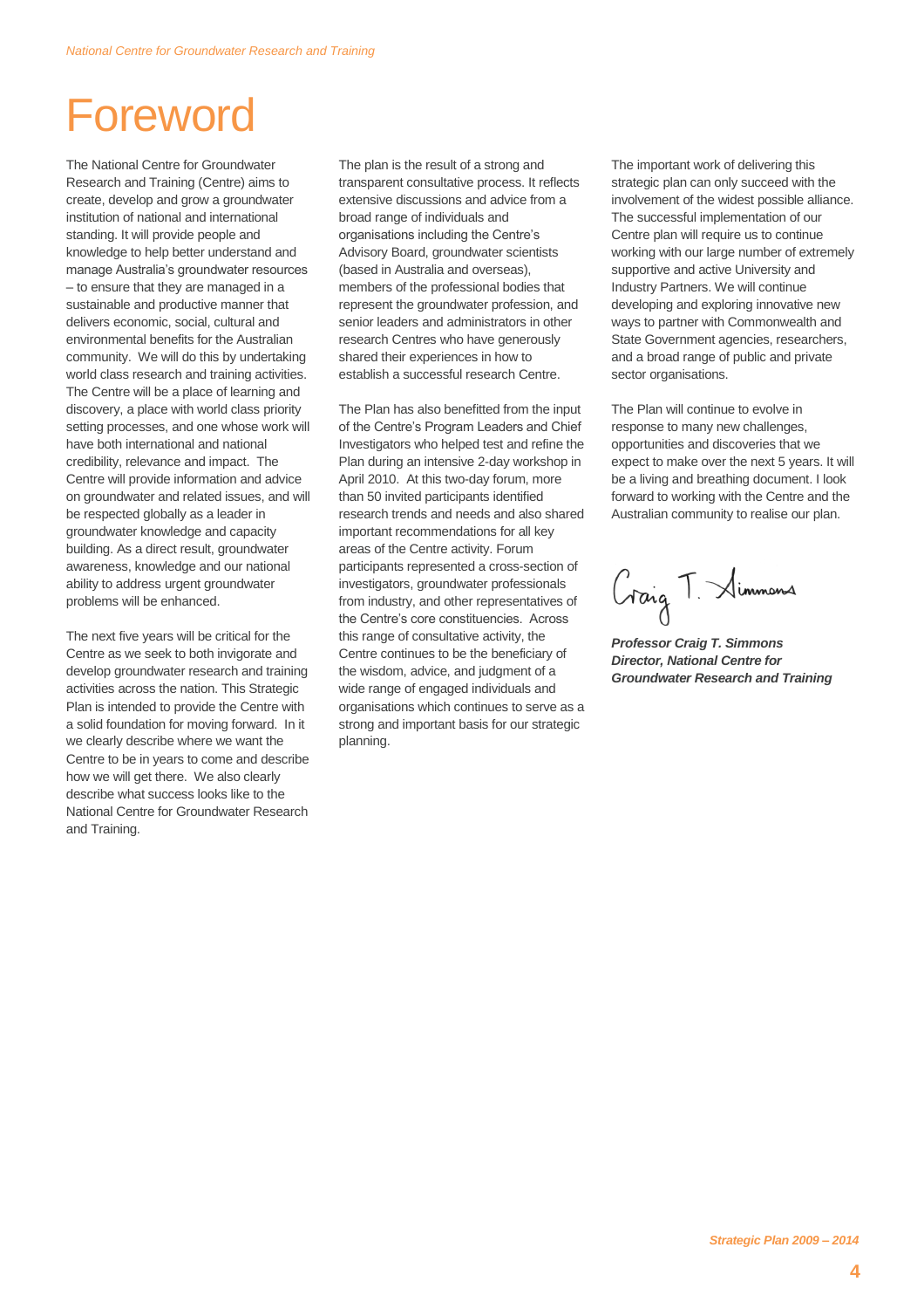# Foreword

The National Centre for Groundwater Research and Training (Centre) aims to create, develop and grow a groundwater institution of national and international standing. It will provide people and knowledge to help better understand and manage Australia's groundwater resources – to ensure that they are managed in a sustainable and productive manner that delivers economic, social, cultural and environmental benefits for the Australian community. We will do this by undertaking world class research and training activities. The Centre will be a place of learning and discovery, a place with world class priority setting processes, and one whose work will have both international and national credibility, relevance and impact. The Centre will provide information and advice on groundwater and related issues, and will be respected globally as a leader in groundwater knowledge and capacity building. As a direct result, groundwater awareness, knowledge and our national ability to address urgent groundwater problems will be enhanced.

The next five years will be critical for the Centre as we seek to both invigorate and develop groundwater research and training activities across the nation. This Strategic Plan is intended to provide the Centre with a solid foundation for moving forward. In it we clearly describe where we want the Centre to be in years to come and describe how we will get there. We also clearly describe what success looks like to the National Centre for Groundwater Research and Training.

The plan is the result of a strong and transparent consultative process. It reflects extensive discussions and advice from a broad range of individuals and organisations including the Centre's Advisory Board, groundwater scientists (based in Australia and overseas), members of the professional bodies that represent the groundwater profession, and senior leaders and administrators in other research Centres who have generously shared their experiences in how to establish a successful research Centre.

The Plan has also benefitted from the input of the Centre's Program Leaders and Chief Investigators who helped test and refine the Plan during an intensive 2-day workshop in April 2010. At this two-day forum, more than 50 invited participants identified research trends and needs and also shared important recommendations for all key areas of the Centre activity. Forum participants represented a cross-section of investigators, groundwater professionals from industry, and other representatives of the Centre's core constituencies. Across this range of consultative activity, the Centre continues to be the beneficiary of the wisdom, advice, and judgment of a wide range of engaged individuals and organisations which continues to serve as a strong and important basis for our strategic planning.

The important work of delivering this strategic plan can only succeed with the involvement of the widest possible alliance. The successful implementation of our Centre plan will require us to continue working with our large number of extremely supportive and active University and Industry Partners. We will continue developing and exploring innovative new ways to partner with Commonwealth and State Government agencies, researchers, and a broad range of public and private sector organisations.

The Plan will continue to evolve in response to many new challenges, opportunities and discoveries that we expect to make over the next 5 years. It will be a living and breathing document. I look forward to working with the Centre and the Australian community to realise our plan.

Craig T. Simmons

***Professor Craig T. Simmons***
***Director, National Centre for Groundwater Research and Training***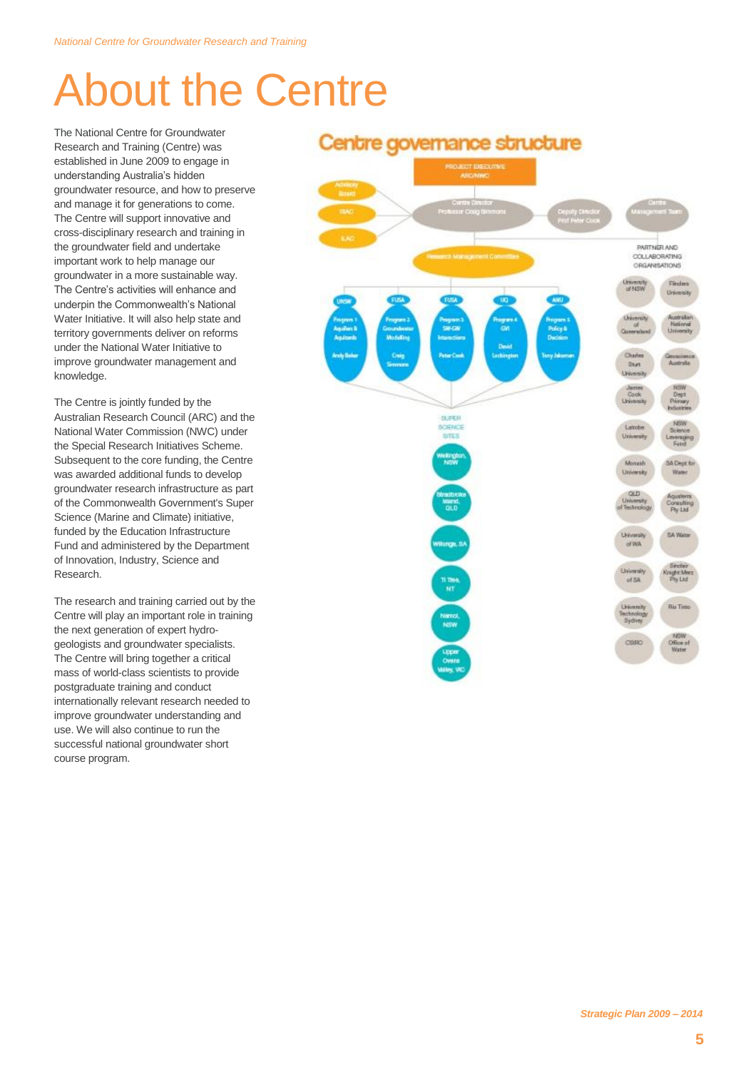# About the Centre

The National Centre for Groundwater Research and Training (Centre) was established in June 2009 to engage in understanding Australia's hidden groundwater resource, and how to preserve and manage it for generations to come. The Centre will support innovative and cross-disciplinary research and training in the groundwater field and undertake important work to help manage our groundwater in a more sustainable way. The Centre's activities will enhance and underpin the Commonwealth's National Water Initiative. It will also help state and territory governments deliver on reforms under the National Water Initiative to improve groundwater management and knowledge.

The Centre is jointly funded by the Australian Research Council (ARC) and the National Water Commission (NWC) under the Special Research Initiatives Scheme. Subsequent to the core funding, the Centre was awarded additional funds to develop groundwater research infrastructure as part of the Commonwealth Government's Super Science (Marine and Climate) initiative, funded by the Education Infrastructure Fund and administered by the Department of Innovation, Industry, Science and Research.

The research and training carried out by the Centre will play an important role in training the next generation of expert hydro-geologists and groundwater specialists. The Centre will bring together a critical mass of world-class scientists to provide postgraduate training and conduct internationally relevant research needed to improve groundwater understanding and use. We will also continue to run the successful national groundwater short course program.

## Centre governance structure

- PROJECT EXECUTIVE ARC/NWC
- Advisory Board
- ISAC
- ILAC
- Centre Director Professor Craig Simmons
- Deputy Director Prof Peter Cook
- Centre Management Team
- Research Management Committee

**Programs:**

- UNSW – Program 1 Aquifers & Aquitards – Andy Baker
- FUSA – Program 2 Groundwater Modelling – Craig Simmons
- FUSA – Program 3 SW-GW Interactions – Peter Cook
- UQ – Program 4 GW – David Lockington
- ANU – Program 5 Policy & Decision – Tony Jakeman

**SUPER SCIENCE SITES:**

- Wellington, NSW
- Stradbroke Island, QLD
- Willunga, SA
- Ti Tree, NT
- Namoi, NSW
- Upper Ovens Valley, VIC

**PARTNER AND COLLABORATING ORGANISATIONS:**

- University of NSW
- Flinders University
- University of Queensland
- Australian National University
- Charles Sturt University
- Geoscience Australia
- James Cook University
- NSW Dept Primary Industries
- Latrobe University
- NSW Science Leveraging Fund
- Monash University
- SA Dept for Water
- QLD University of Technology
- Aquaterra Consulting Pty Ltd
- University of WA
- SA Water
- University of SA
- Sinclair Knight Merz Pty Ltd
- University Technology Sydney
- Rio Tinto
- CSIRO
- NSW Office of Water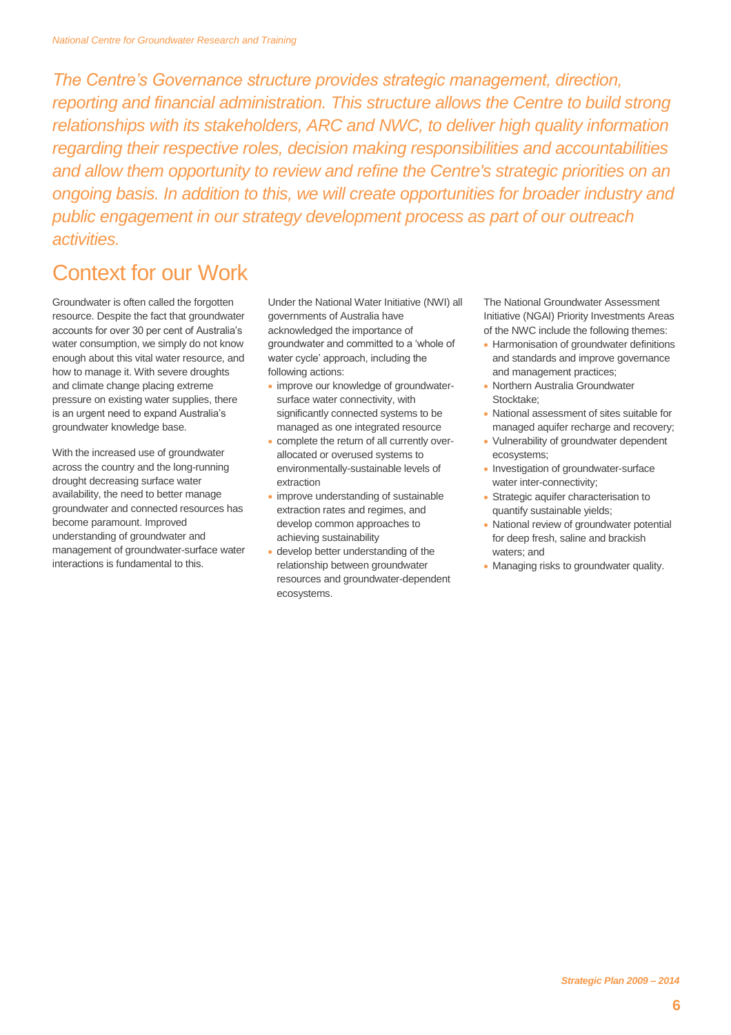*The Centre's Governance structure provides strategic management, direction, reporting and financial administration. This structure allows the Centre to build strong relationships with its stakeholders, ARC and NWC, to deliver high quality information regarding their respective roles, decision making responsibilities and accountabilities and allow them opportunity to review and refine the Centre's strategic priorities on an ongoing basis. In addition to this, we will create opportunities for broader industry and public engagement in our strategy development process as part of our outreach activities.*

## Context for our Work

Groundwater is often called the forgotten resource. Despite the fact that groundwater accounts for over 30 per cent of Australia's water consumption, we simply do not know enough about this vital water resource, and how to manage it. With severe droughts and climate change placing extreme pressure on existing water supplies, there is an urgent need to expand Australia's groundwater knowledge base.

With the increased use of groundwater across the country and the long-running drought decreasing surface water availability, the need to better manage groundwater and connected resources has become paramount. Improved understanding of groundwater and management of groundwater-surface water interactions is fundamental to this.

Under the National Water Initiative (NWI) all governments of Australia have acknowledged the importance of groundwater and committed to a 'whole of water cycle' approach, including the following actions:

- improve our knowledge of groundwater-surface water connectivity, with significantly connected systems to be managed as one integrated resource
- complete the return of all currently over-allocated or overused systems to environmentally-sustainable levels of extraction
- improve understanding of sustainable extraction rates and regimes, and develop common approaches to achieving sustainability
- develop better understanding of the relationship between groundwater resources and groundwater-dependent ecosystems.

The National Groundwater Assessment Initiative (NGAI) Priority Investments Areas of the NWC include the following themes:

- Harmonisation of groundwater definitions and standards and improve governance and management practices;
- Northern Australia Groundwater Stocktake;
- National assessment of sites suitable for managed aquifer recharge and recovery;
- Vulnerability of groundwater dependent ecosystems;
- Investigation of groundwater-surface water inter-connectivity;
- Strategic aquifer characterisation to quantify sustainable yields;
- National review of groundwater potential for deep fresh, saline and brackish waters; and
- Managing risks to groundwater quality.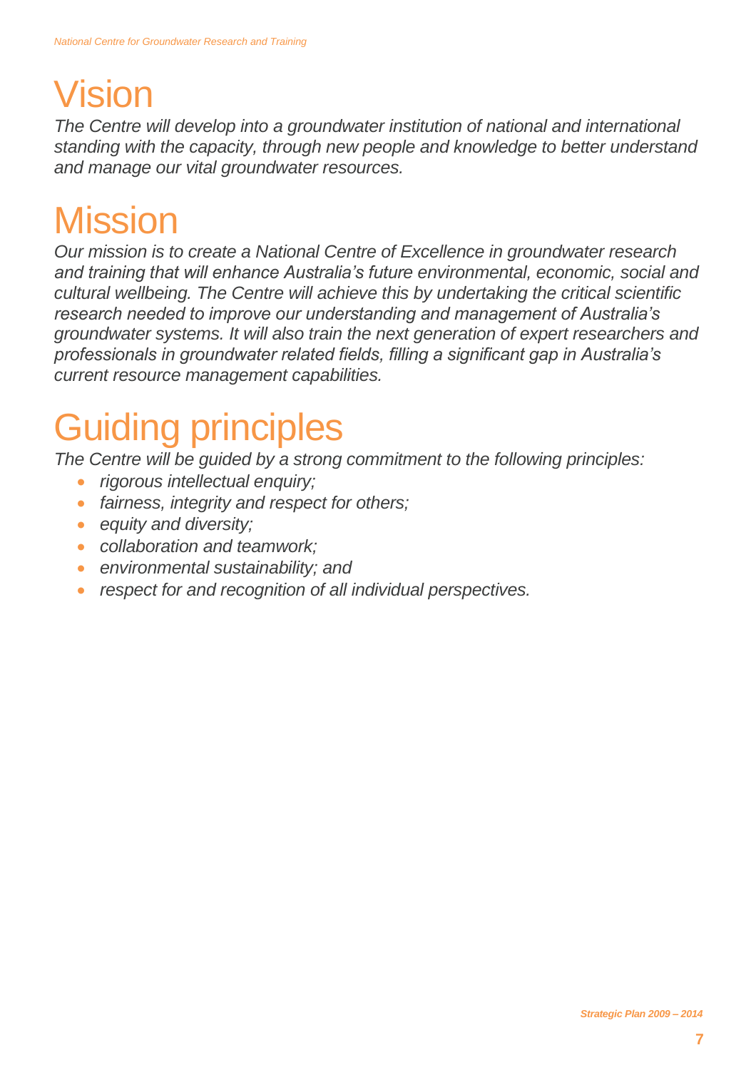# Vision

*The Centre will develop into a groundwater institution of national and international standing with the capacity, through new people and knowledge to better understand and manage our vital groundwater resources.*

# Mission

*Our mission is to create a National Centre of Excellence in groundwater research and training that will enhance Australia's future environmental, economic, social and cultural wellbeing. The Centre will achieve this by undertaking the critical scientific research needed to improve our understanding and management of Australia's groundwater systems. It will also train the next generation of expert researchers and professionals in groundwater related fields, filling a significant gap in Australia's current resource management capabilities.*

# Guiding principles

*The Centre will be guided by a strong commitment to the following principles:*

- *rigorous intellectual enquiry;*
- *fairness, integrity and respect for others;*
- *equity and diversity;*
- *collaboration and teamwork;*
- *environmental sustainability; and*
- *respect for and recognition of all individual perspectives.*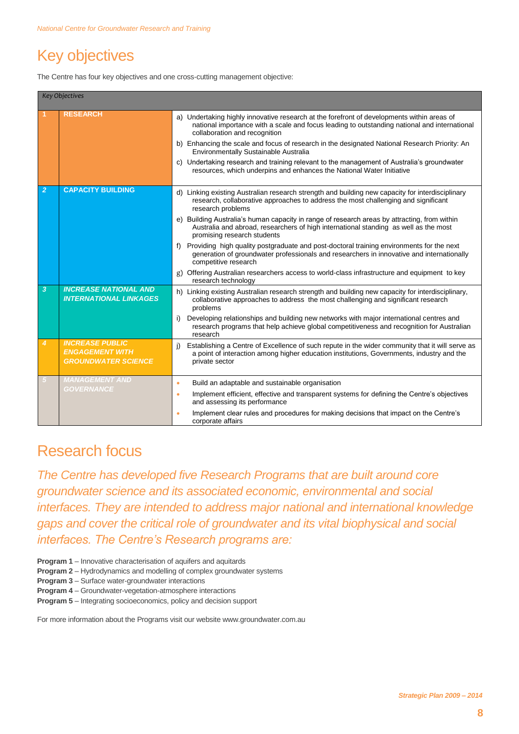# Key objectives

The Centre has four key objectives and one cross-cutting management objective:

| *Key Objectives* | | |
|---|---|---|
| 1 | **RESEARCH** | a) Undertaking highly innovative research at the forefront of developments within areas of national importance with a scale and focus leading to outstanding national and international collaboration and recognition<br>b) Enhancing the scale and focus of research in the designated National Research Priority: An Environmentally Sustainable Australia<br>c) Undertaking research and training relevant to the management of Australia's groundwater resources, which underpins and enhances the National Water Initiative |
| *2* | **CAPACITY BUILDING** | d) Linking existing Australian research strength and building new capacity for interdisciplinary research, collaborative approaches to address the most challenging and significant research problems<br>e) Building Australia's human capacity in range of research areas by attracting, from within Australia and abroad, researchers of high international standing as well as the most promising research students<br>f) Providing high quality postgraduate and post-doctoral training environments for the next generation of groundwater professionals and researchers in innovative and internationally competitive research<br>g) Offering Australian researchers access to world-class infrastructure and equipment to key research technology |
| *3* | ***INCREASE NATIONAL AND INTERNATIONAL LINKAGES*** | h) Linking existing Australian research strength and building new capacity for interdisciplinary, collaborative approaches to address the most challenging and significant research problems<br>i) Developing relationships and building new networks with major international centres and research programs that help achieve global competitiveness and recognition for Australian research |
| *4* | ***INCREASE PUBLIC ENGAGEMENT WITH GROUNDWATER SCIENCE*** | j) Establishing a Centre of Excellence of such repute in the wider community that it will serve as a point of interaction among higher education institutions, Governments, industry and the private sector |
| *5* | ***MANAGEMENT AND GOVERNANCE*** | • Build an adaptable and sustainable organisation<br>• Implement efficient, effective and transparent systems for defining the Centre's objectives and assessing its performance<br>• Implement clear rules and procedures for making decisions that impact on the Centre's corporate affairs |

# Research focus

*The Centre has developed five Research Programs that are built around core groundwater science and its associated economic, environmental and social interfaces. They are intended to address major national and international knowledge gaps and cover the critical role of groundwater and its vital biophysical and social interfaces. The Centre's Research programs are:*

**Program 1** – Innovative characterisation of aquifers and aquitards
**Program 2** – Hydrodynamics and modelling of complex groundwater systems
**Program 3** – Surface water-groundwater interactions
**Program 4** – Groundwater-vegetation-atmosphere interactions
**Program 5** – Integrating socioeconomics, policy and decision support

For more information about the Programs visit our website www.groundwater.com.au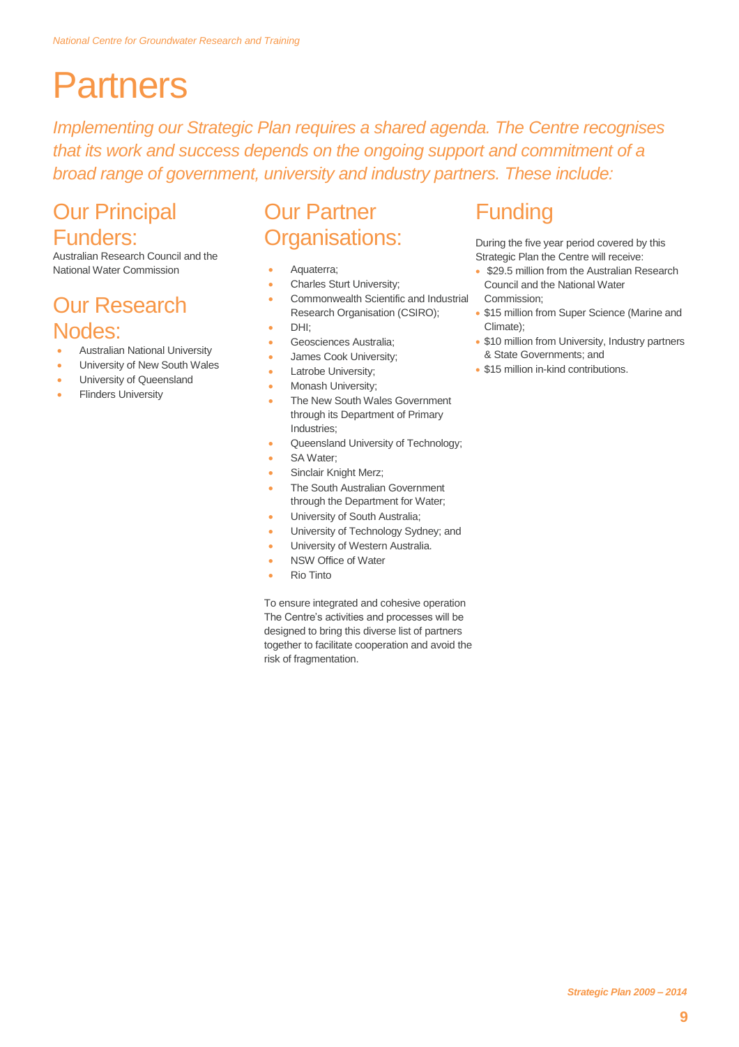# Partners

*Implementing our Strategic Plan requires a shared agenda. The Centre recognises that its work and success depends on the ongoing support and commitment of a broad range of government, university and industry partners. These include:*

## Our Principal Funders:

Australian Research Council and the National Water Commission

## Our Research Nodes:

- Australian National University
- University of New South Wales
- University of Queensland
- Flinders University

## Our Partner Organisations:

- Aquaterra;
- Charles Sturt University;
- Commonwealth Scientific and Industrial Research Organisation (CSIRO);
- DHI;
- Geosciences Australia;
- James Cook University;
- Latrobe University;
- Monash University;
- The New South Wales Government through its Department of Primary Industries;
- Queensland University of Technology;
- SA Water;
- Sinclair Knight Merz;
- The South Australian Government through the Department for Water;
- University of South Australia;
- University of Technology Sydney; and
- University of Western Australia.
- NSW Office of Water
- Rio Tinto

To ensure integrated and cohesive operation The Centre's activities and processes will be designed to bring this diverse list of partners together to facilitate cooperation and avoid the risk of fragmentation.

## Funding

During the five year period covered by this Strategic Plan the Centre will receive:

- $29.5 million from the Australian Research Council and the National Water Commission;
- $15 million from Super Science (Marine and Climate);
- $10 million from University, Industry partners & State Governments; and
- $15 million in-kind contributions.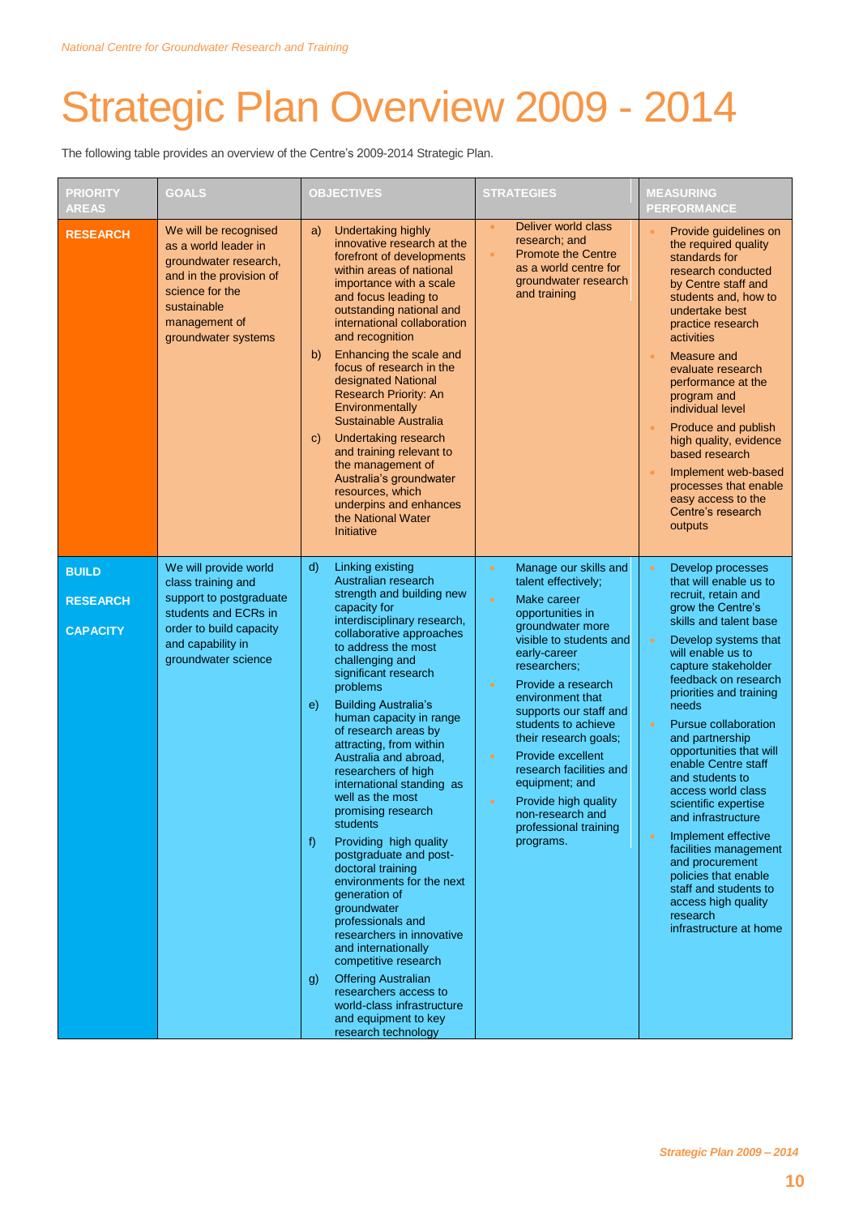# Strategic Plan Overview 2009 - 2014

The following table provides an overview of the Centre's 2009-2014 Strategic Plan.

| PRIORITY AREAS | GOALS | OBJECTIVES | STRATEGIES | MEASURING PERFORMANCE |
|---|---|---|---|---|
| **RESEARCH** | We will be recognised as a world leader in groundwater research, and in the provision of science for the sustainable management of groundwater systems | a) Undertaking highly innovative research at the forefront of developments within areas of national importance with a scale and focus leading to outstanding national and international collaboration and recognition<br>b) Enhancing the scale and focus of research in the designated National Research Priority: An Environmentally Sustainable Australia<br>c) Undertaking research and training relevant to the management of Australia's groundwater resources, which underpins and enhances the National Water Initiative | • Deliver world class research; and<br>• Promote the Centre as a world centre for groundwater research and training | • Provide guidelines on the required quality standards for research conducted by Centre staff and students and, how to undertake best practice research activities<br>• Measure and evaluate research performance at the program and individual level<br>• Produce and publish high quality, evidence based research<br>• Implement web-based processes that enable easy access to the Centre's research outputs |
| **BUILD RESEARCH CAPACITY** | We will provide world class training and support to postgraduate students and ECRs in order to build capacity and capability in groundwater science | d) Linking existing Australian research strength and building new capacity for interdisciplinary research, collaborative approaches to address the most challenging and significant research problems<br>e) Building Australia's human capacity in range of research areas by attracting, from within Australia and abroad, researchers of high international standing as well as the most promising research students<br>f) Providing high quality postgraduate and post-doctoral training environments for the next generation of groundwater professionals and researchers in innovative and internationally competitive research<br>g) Offering Australian researchers access to world-class infrastructure and equipment to key research technology | • Manage our skills and talent effectively;<br>• Make career opportunities in groundwater more visible to students and early-career researchers;<br>• Provide a research environment that supports our staff and students to achieve their research goals;<br>• Provide excellent research facilities and equipment; and<br>• Provide high quality non-research and professional training programs. | • Develop processes that will enable us to recruit, retain and grow the Centre's skills and talent base<br>• Develop systems that will enable us to capture stakeholder feedback on research priorities and training needs<br>• Pursue collaboration and partnership opportunities that will enable Centre staff and students to access world class scientific expertise and infrastructure<br>• Implement effective facilities management and procurement policies that enable staff and students to access high quality research infrastructure at home |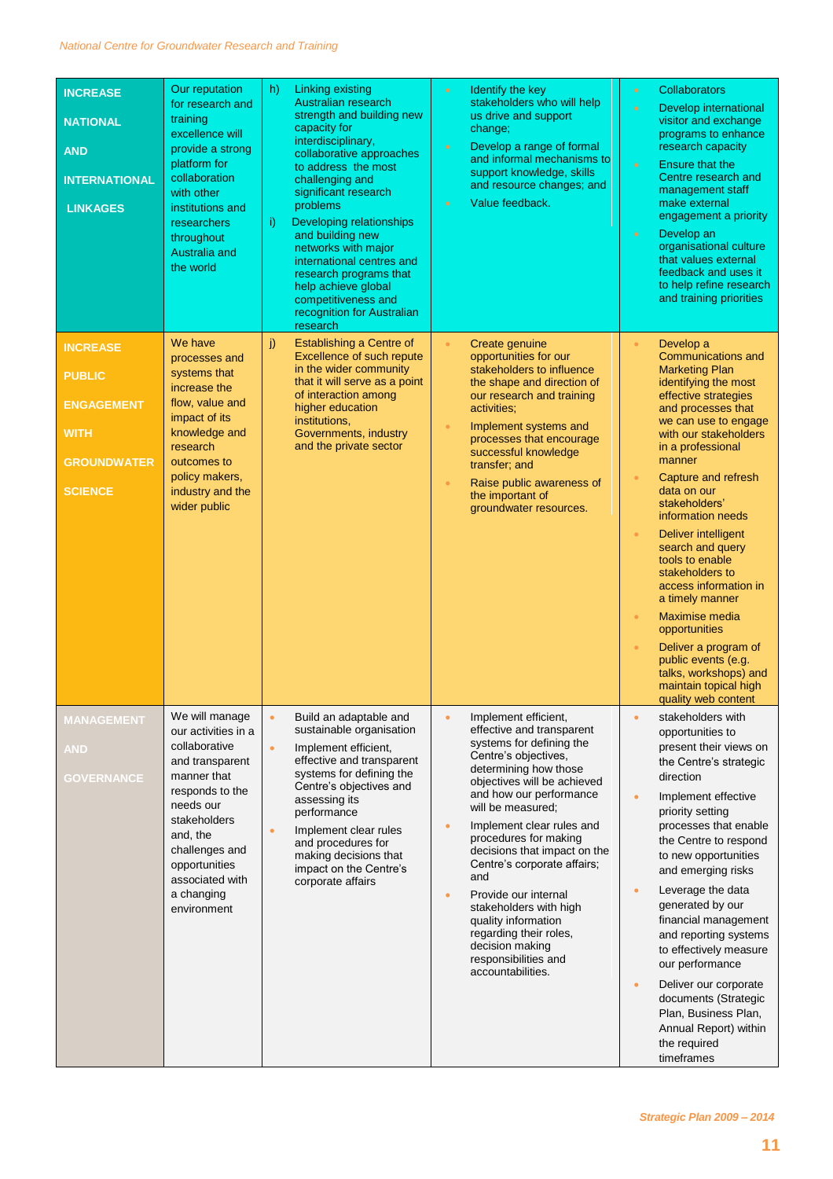| | | | | |
|---|---|---|---|---|
| **INCREASE NATIONAL AND INTERNATIONAL LINKAGES** | Our reputation for research and training excellence will provide a strong platform for collaboration with other institutions and researchers throughout Australia and the world | h) Linking existing Australian research strength and building new capacity for interdisciplinary, collaborative approaches to address the most challenging and significant research problems<br>i) Developing relationships and building new networks with major international centres and research programs that help achieve global competitiveness and recognition for Australian research | • Identify the key stakeholders who will help us drive and support change;<br>• Develop a range of formal and informal mechanisms to support knowledge, skills and resource changes; and<br>• Value feedback. | • Collaborators<br>• Develop international visitor and exchange programs to enhance research capacity<br>• Ensure that the Centre research and management staff make external engagement a priority<br>• Develop an organisational culture that values external feedback and uses it to help refine research and training priorities |
| **INCREASE PUBLIC ENGAGEMENT WITH GROUNDWATER SCIENCE** | We have processes and systems that increase the flow, value and impact of its knowledge and research outcomes to policy makers, industry and the wider public | j) Establishing a Centre of Excellence of such repute in the wider community that it will serve as a point of interaction among higher education institutions, Governments, industry and the private sector | • Create genuine opportunities for our stakeholders to influence the shape and direction of our research and training activities;<br>• Implement systems and processes that encourage successful knowledge transfer; and<br>• Raise public awareness of the important of groundwater resources. | • Develop a Communications and Marketing Plan identifying the most effective strategies and processes that we can use to engage with our stakeholders in a professional manner<br>• Capture and refresh data on our stakeholders' information needs<br>• Deliver intelligent search and query tools to enable stakeholders to access information in a timely manner<br>• Maximise media opportunities<br>• Deliver a program of public events (e.g. talks, workshops) and maintain topical high quality web content |
| **MANAGEMENT AND GOVERNANCE** | We will manage our activities in a collaborative and transparent manner that responds to the needs our stakeholders and, the challenges and opportunities associated with a changing environment | • Build an adaptable and sustainable organisation<br>• Implement efficient, effective and transparent systems for defining the Centre's objectives and assessing its performance<br>• Implement clear rules and procedures for making decisions that impact on the Centre's corporate affairs | • Implement efficient, effective and transparent systems for defining the Centre's objectives, determining how those objectives will be achieved and how our performance will be measured;<br>• Implement clear rules and procedures for making decisions that impact on the Centre's corporate affairs; and<br>• Provide our internal stakeholders with high quality information regarding their roles, decision making responsibilities and accountabilities. | • stakeholders with opportunities to present their views on the Centre's strategic direction<br>• Implement effective priority setting processes that enable the Centre to respond to new opportunities and emerging risks<br>• Leverage the data generated by our financial management and reporting systems to effectively measure our performance<br>• Deliver our corporate documents (Strategic Plan, Business Plan, Annual Report) within the required timeframes |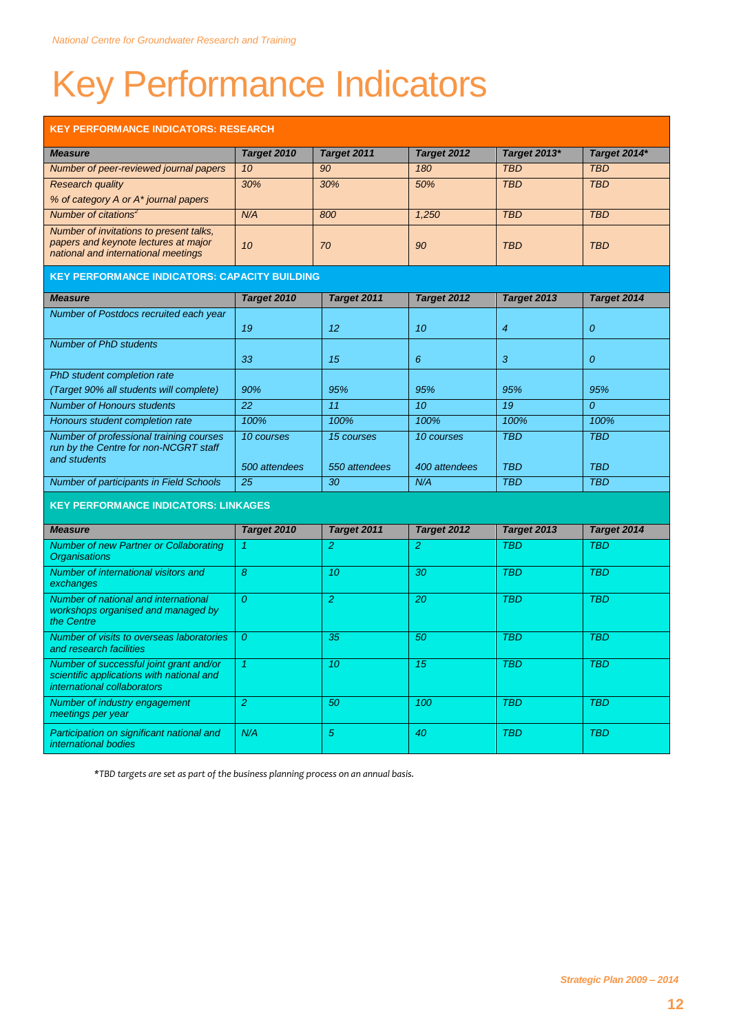# Key Performance Indicators

| **KEY PERFORMANCE INDICATORS: RESEARCH** | | | | | |
|---|---|---|---|---|---|
| ***Measure*** | ***Target 2010*** | ***Target 2011*** | ***Target 2012*** | ***Target 2013**** | ***Target 2014**** |
| *Number of peer-reviewed journal papers* | *10* | *90* | *180* | *TBD* | *TBD* |
| *Research quality*<br>*% of category A or A* journal papers* | *30%* | *30%* | *50%* | *TBD* | *TBD* |
| *Number of citations*[2] | *N/A* | *800* | *1,250* | *TBD* | *TBD* |
| *Number of invitations to present talks, papers and keynote lectures at major national and international meetings* | *10* | *70* | *90* | *TBD* | *TBD* |

| **KEY PERFORMANCE INDICATORS: CAPACITY BUILDING** | | | | | |
|---|---|---|---|---|---|
| ***Measure*** | ***Target 2010*** | ***Target 2011*** | ***Target 2012*** | ***Target 2013*** | ***Target 2014*** |
| *Number of Postdocs recruited each year* | *19* | *12* | *10* | *4* | *0* |
| *Number of PhD students* | *33* | *15* | *6* | *3* | *0* |
| *PhD student completion rate*<br>*(Target 90% all students will complete)* | *90%* | *95%* | *95%* | *95%* | *95%* |
| *Number of Honours students* | *22* | *11* | *10* | *19* | *0* |
| *Honours student completion rate* | *100%* | *100%* | *100%* | *100%* | *100%* |
| *Number of professional training courses run by the Centre for non-NCGRT staff and students* | *10 courses*<br>*500 attendees* | *15 courses*<br>*550 attendees* | *10 courses*<br>*400 attendees* | *TBD*<br>*TBD* | *TBD*<br>*TBD* |
| *Number of participants in Field Schools* | *25* | *30* | *N/A* | *TBD* | *TBD* |

| **KEY PERFORMANCE INDICATORS: LINKAGES** | | | | | |
|---|---|---|---|---|---|
| ***Measure*** | ***Target 2010*** | ***Target 2011*** | ***Target 2012*** | ***Target 2013*** | ***Target 2014*** |
| *Number of new Partner or Collaborating Organisations* | *1* | *2* | *2* | *TBD* | *TBD* |
| *Number of international visitors and exchanges* | *8* | *10* | *30* | *TBD* | *TBD* |
| *Number of national and international workshops organised and managed by the Centre* | *0* | *2* | *20* | *TBD* | *TBD* |
| *Number of visits to overseas laboratories and research facilities* | *0* | *35* | *50* | *TBD* | *TBD* |
| *Number of successful joint grant and/or scientific applications with national and international collaborators* | *1* | *10* | *15* | *TBD* | *TBD* |
| *Number of industry engagement meetings per year* | *2* | *50* | *100* | *TBD* | *TBD* |
| *Participation on significant national and international bodies* | *N/A* | *5* | *40* | *TBD* | *TBD* |

**TBD targets are set as part of the business planning process on an annual basis.*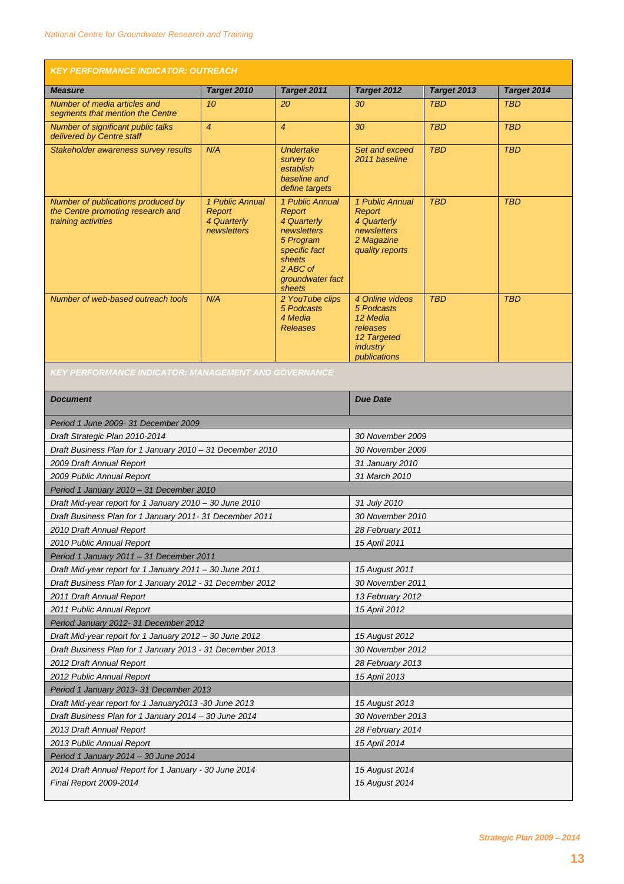| *KEY PERFORMANCE INDICATOR: OUTREACH* | | | | | |
|---|---|---|---|---|---|
| ***Measure*** | ***Target 2010*** | ***Target 2011*** | ***Target 2012*** | ***Target 2013*** | ***Target 2014*** |
| *Number of media articles and segments that mention the Centre* | *10* | *20* | *30* | *TBD* | *TBD* |
| *Number of significant public talks delivered by Centre staff* | *4* | *4* | *30* | *TBD* | *TBD* |
| *Stakeholder awareness survey results* | *N/A* | *Undertake survey to establish baseline and define targets* | *Set and exceed 2011 baseline* | *TBD* | *TBD* |
| *Number of publications produced by the Centre promoting research and training activities* | *1 Public Annual Report*<br>*4 Quarterly newsletters* | *1 Public Annual Report*<br>*4 Quarterly newsletters*<br>*5 Program specific fact sheets*<br>*2 ABC of groundwater fact sheets* | *1 Public Annual Report*<br>*4 Quarterly newsletters*<br>*2 Magazine quality reports* | *TBD* | *TBD* |
| *Number of web-based outreach tools* | *N/A* | *2 YouTube clips*<br>*5 Podcasts*<br>*4 Media Releases* | *4 Online videos*<br>*5 Podcasts*<br>*12 Media releases*<br>*12 Targeted industry publications* | *TBD* | *TBD* |

| *KEY PERFORMANCE INDICATOR: MANAGEMENT AND GOVERNANCE* | |
|---|---|
| ***Document*** | ***Due Date*** |
| *Period 1 June 2009- 31 December 2009* | |
| *Draft Strategic Plan 2010-2014* | *30 November 2009* |
| *Draft Business Plan for 1 January 2010 – 31 December 2010* | *30 November 2009* |
| *2009 Draft Annual Report* | *31 January 2010* |
| *2009 Public Annual Report* | *31 March 2010* |
| *Period 1 January 2010 – 31 December 2010* | |
| *Draft Mid-year report for 1 January 2010 – 30 June 2010* | *31 July 2010* |
| *Draft Business Plan for 1 January 2011- 31 December 2011* | *30 November 2010* |
| *2010 Draft Annual Report* | *28 February 2011* |
| *2010 Public Annual Report* | *15 April 2011* |
| *Period 1 January 2011 – 31 December 2011* | |
| *Draft Mid-year report for 1 January 2011 – 30 June 2011* | *15 August 2011* |
| *Draft Business Plan for 1 January 2012 - 31 December 2012* | *30 November 2011* |
| *2011 Draft Annual Report* | *13 February 2012* |
| *2011 Public Annual Report* | *15 April 2012* |
| *Period January 2012- 31 December 2012* | |
| *Draft Mid-year report for 1 January 2012 – 30 June 2012* | *15 August 2012* |
| *Draft Business Plan for 1 January 2013 - 31 December 2013* | *30 November 2012* |
| *2012 Draft Annual Report* | *28 February 2013* |
| *2012 Public Annual Report* | *15 April 2013* |
| *Period 1 January 2013- 31 December 2013* | |
| *Draft Mid-year report for 1 January2013 -30 June 2013* | *15 August 2013* |
| *Draft Business Plan for 1 January 2014 – 30 June 2014* | *30 November 2013* |
| *2013 Draft Annual Report* | *28 February 2014* |
| *2013 Public Annual Report* | *15 April 2014* |
| *Period 1 January 2014 – 30 June 2014* | |
| *2014 Draft Annual Report for 1 January - 30 June 2014* | *15 August 2014* |
| *Final Report 2009-2014* | *15 August 2014* |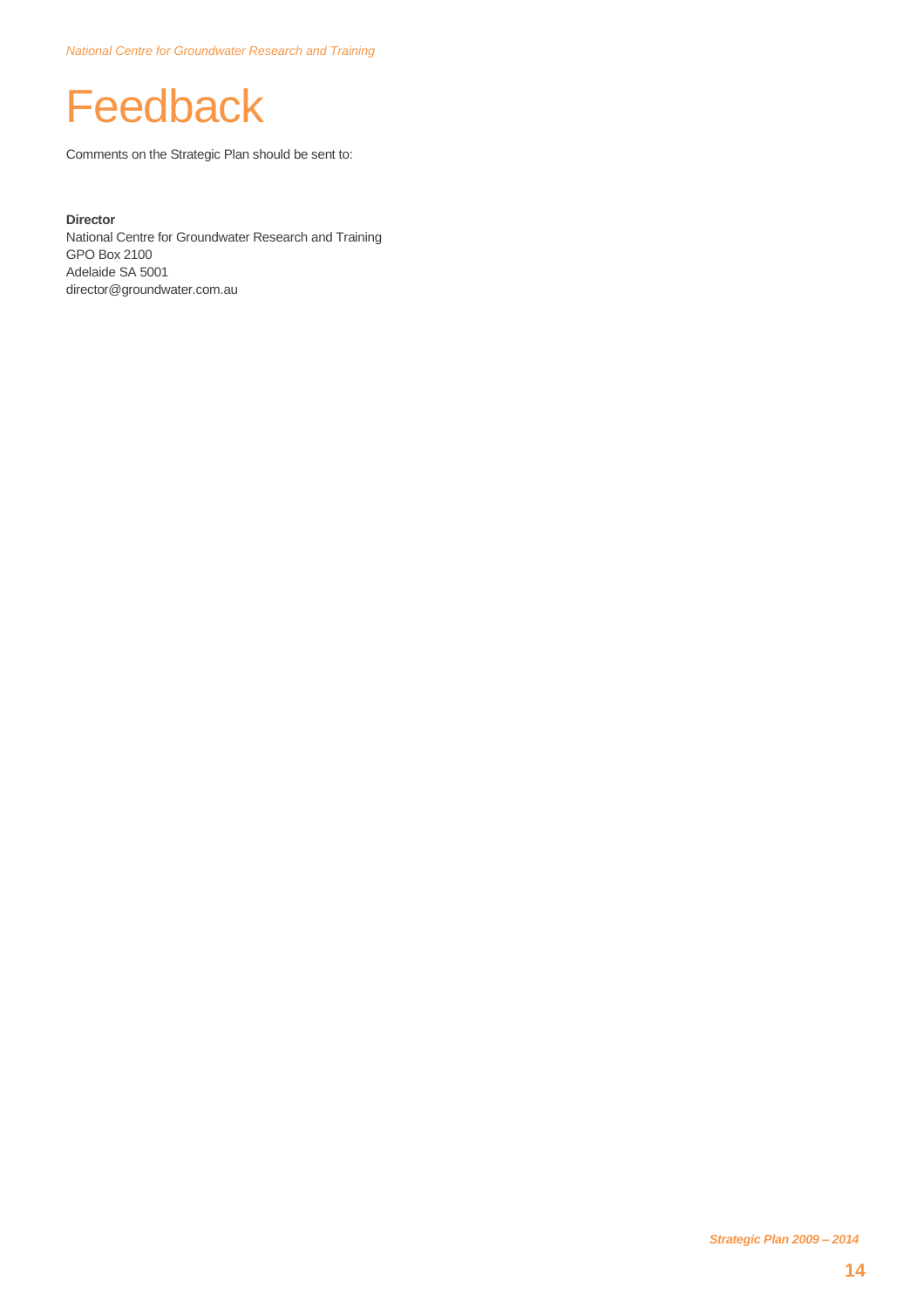# Feedback

Comments on the Strategic Plan should be sent to:

**Director**
National Centre for Groundwater Research and Training
GPO Box 2100
Adelaide SA 5001
director@groundwater.com.au